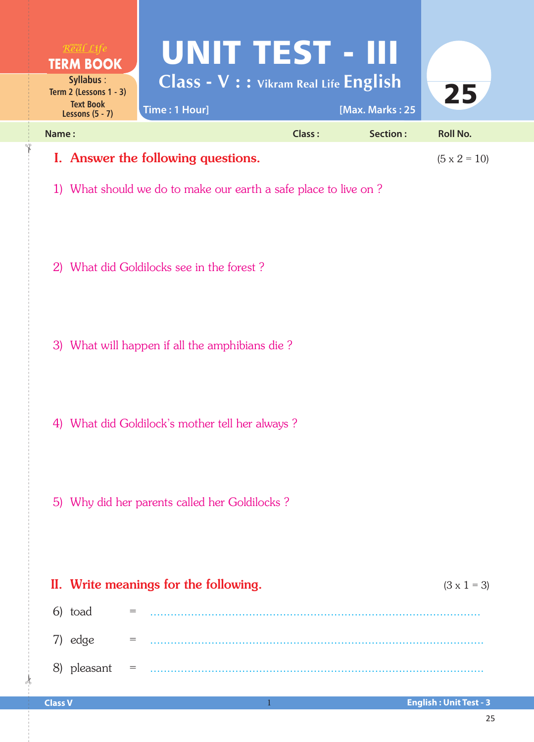Real Life **TERM BOOK**

**Syllabus :** Term 2 (Lessons 1 - 3)
Text Book Lessons (5 - 7)

# UNIT TEST - III

## Class - V : : Vikram Real Life English

Time : 1 Hour] [Max. Marks : 25

**25**

**Name :** **Class :** **Section :** **Roll No.**

## I. Answer the following questions. (5 x 2 = 10)

1) What should we do to make our earth a safe place to live on ?

2) What did Goldilocks see in the forest ?

3) What will happen if all the amphibians die ?

4) What did Goldilock's mother tell her always ?

5) Why did her parents called her Goldilocks ?

## II. Write meanings for the following. (3 x 1 = 3)

6) toad = ..........................................................................................

7) edge = ..........................................................................................

8) pleasant = ..........................................................................................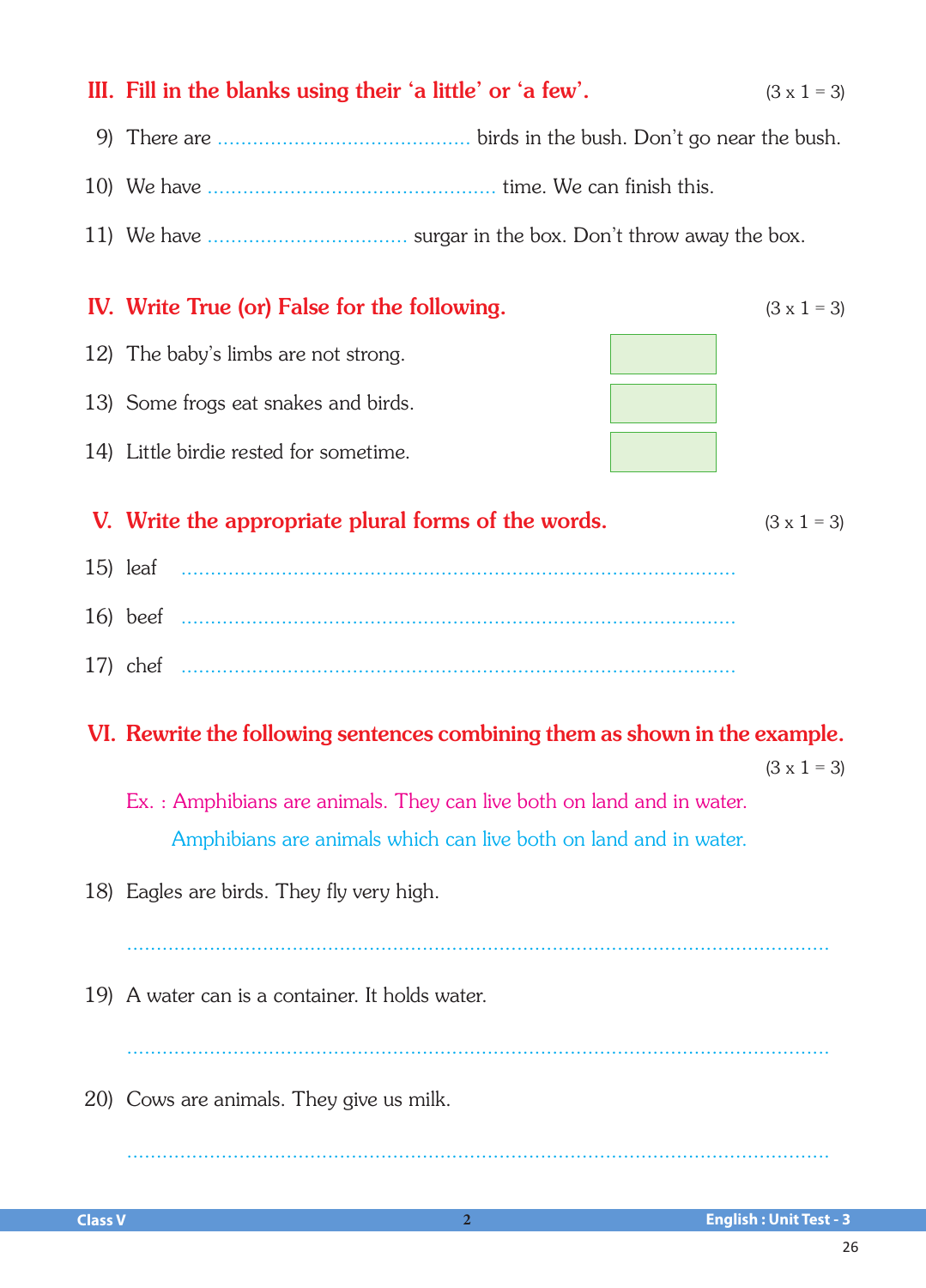## III. Fill in the blanks using their 'a little' or 'a few'. (3 x 1 = 3)

9) There are .......................................... birds in the bush. Don't go near the bush.

10) We have ................................................ time. We can finish this.

11) We have ................................. surgar in the box. Don't throw away the box.

## IV. Write True (or) False for the following. (3 x 1 = 3)

12) The baby's limbs are not strong.

13) Some frogs eat snakes and birds.

14) Little birdie rested for sometime.

## V. Write the appropriate plural forms of the words. (3 x 1 = 3)

15) leaf ..........................................................................................

16) beef ..........................................................................................

17) chef ..........................................................................................

## VI. Rewrite the following sentences combining them as shown in the example. (3 x 1 = 3)

Ex. : Amphibians are animals. They can live both on land and in water.

Amphibians are animals which can live both on land and in water.

18) Eagles are birds. They fly very high.

..........................................................................................................................

19) A water can is a container. It holds water.

..........................................................................................................................

20) Cows are animals. They give us milk.

..........................................................................................................................